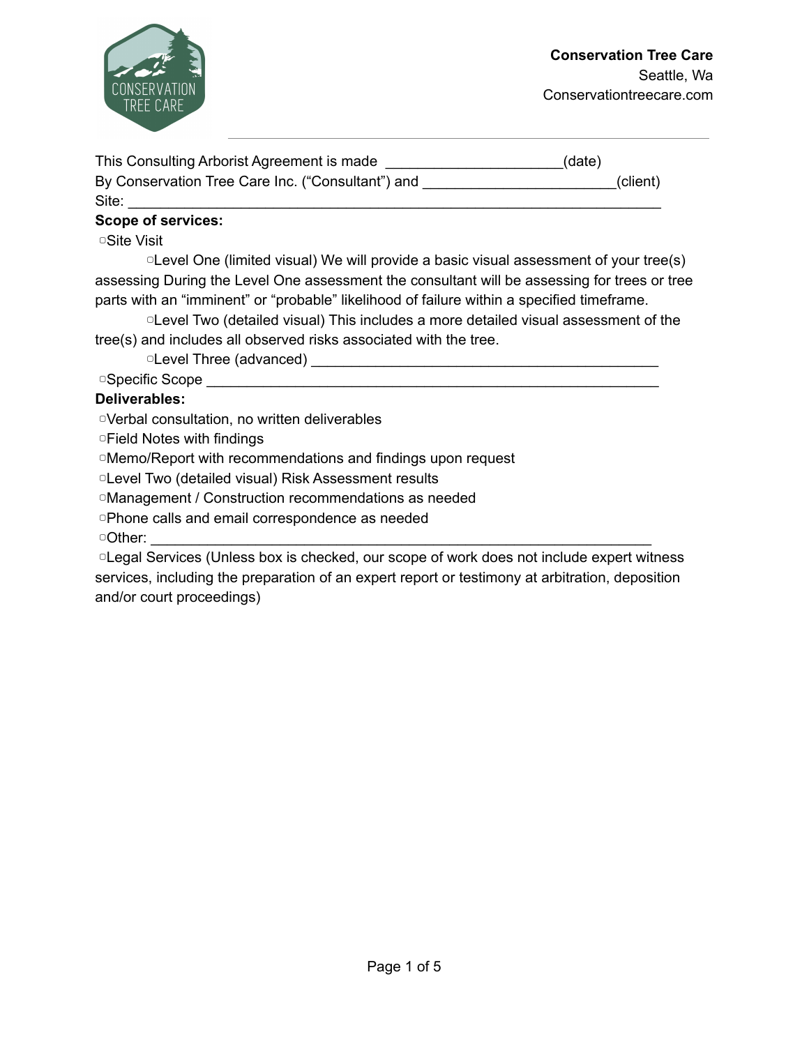**Conservation Tree Care**
Seattle, Wa
Conservationtreecare.com

---

This Consulting Arborist Agreement is made ______________________(date)
By Conservation Tree Care Inc. (“Consultant”) and ________________________(client)
Site: ___________________________________________________________________

**Scope of services:**

▢Site Visit

▢Level One (limited visual) We will provide a basic visual assessment of your tree(s) assessing During the Level One assessment the consultant will be assessing for trees or tree parts with an “imminent” or “probable” likelihood of failure within a specified timeframe.

▢Level Two (detailed visual) This includes a more detailed visual assessment of the tree(s) and includes all observed risks associated with the tree.

▢Level Three (advanced) ____________________________________________

▢Specific Scope ____________________________________________________

**Deliverables:**

▢Verbal consultation, no written deliverables
▢Field Notes with findings
▢Memo/Report with recommendations and findings upon request
▢Level Two (detailed visual) Risk Assessment results
▢Management / Construction recommendations as needed
▢Phone calls and email correspondence as needed
▢Other: ________________________________________________________
▢Legal Services (Unless box is checked, our scope of work does not include expert witness services, including the preparation of an expert report or testimony at arbitration, deposition and/or court proceedings)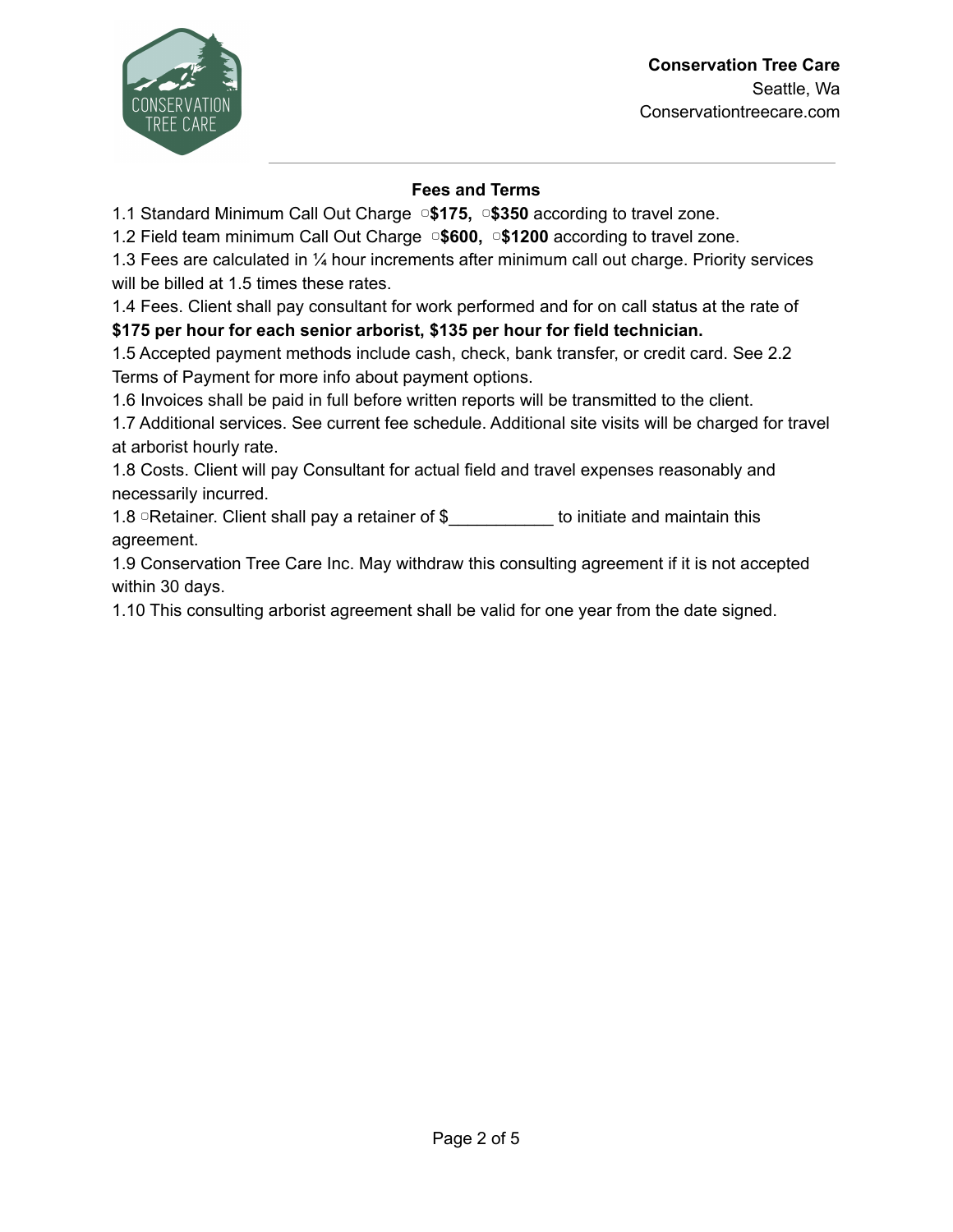Conservation Tree Care
Seattle, Wa
Conservationtreecare.com

## Fees and Terms

1.1 Standard Minimum Call Out Charge ▢**$175,** ▢**$350** according to travel zone.

1.2 Field team minimum Call Out Charge ▢**$600,** ▢**$1200** according to travel zone.

1.3 Fees are calculated in ¼ hour increments after minimum call out charge. Priority services will be billed at 1.5 times these rates.

1.4 Fees. Client shall pay consultant for work performed and for on call status at the rate of **$175 per hour for each senior arborist, $135 per hour for field technician.**

1.5 Accepted payment methods include cash, check, bank transfer, or credit card. See 2.2 Terms of Payment for more info about payment options.

1.6 Invoices shall be paid in full before written reports will be transmitted to the client.

1.7 Additional services. See current fee schedule. Additional site visits will be charged for travel at arborist hourly rate.

1.8 Costs. Client will pay Consultant for actual field and travel expenses reasonably and necessarily incurred.

1.8 ▢Retainer. Client shall pay a retainer of $___________ to initiate and maintain this agreement.

1.9 Conservation Tree Care Inc. May withdraw this consulting agreement if it is not accepted within 30 days.

1.10 This consulting arborist agreement shall be valid for one year from the date signed.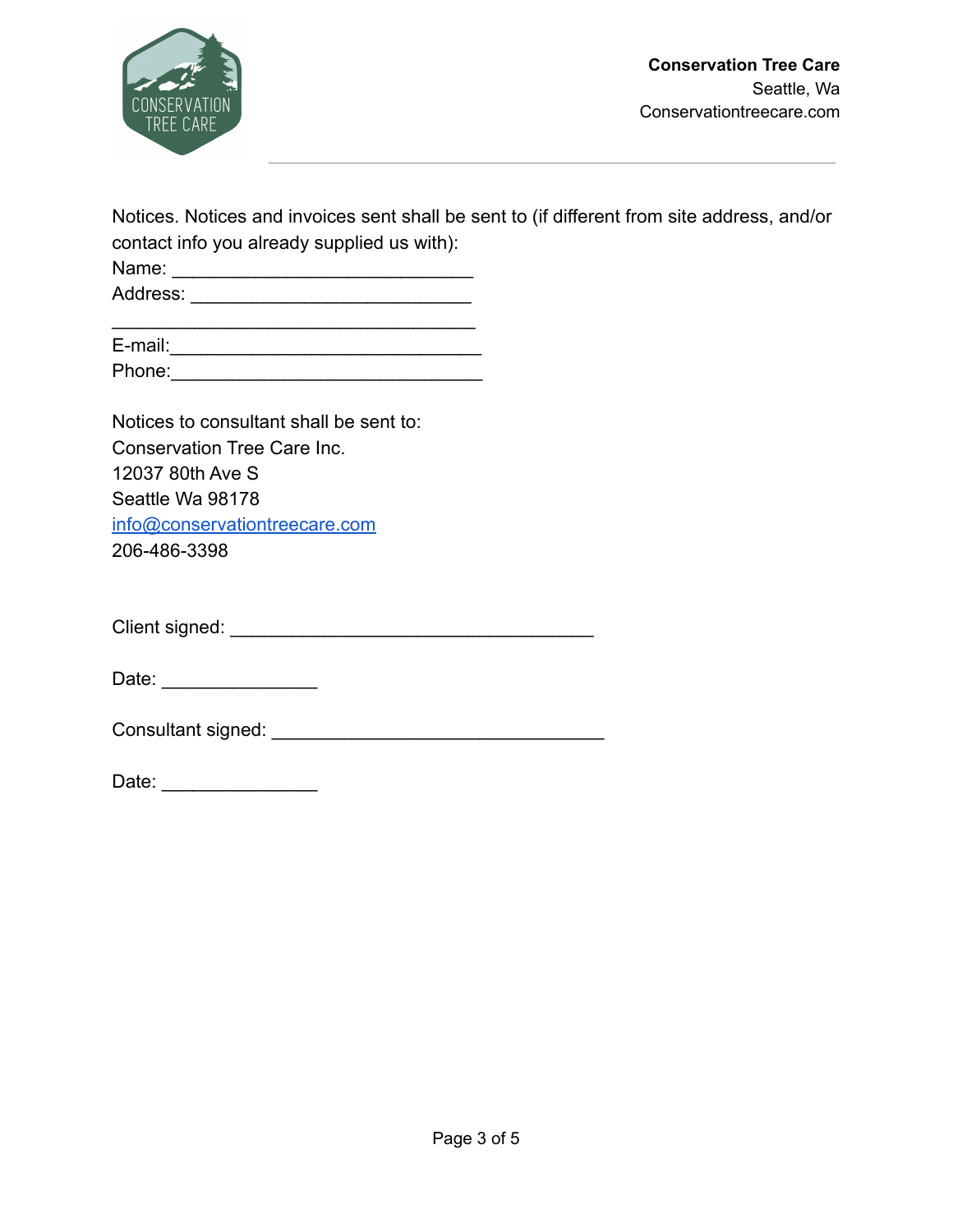Notices. Notices and invoices sent shall be sent to (if different from site address, and/or contact info you already supplied us with):

Name: ____________________________

Address: __________________________

__________________________________

E-mail:_____________________________

Phone:_____________________________

Notices to consultant shall be sent to:

Conservation Tree Care Inc.

12037 80th Ave S

Seattle Wa 98178

info@conservationtreecare.com

206-486-3398

Client signed: __________________________________

Date: ______________

Consultant signed: _______________________________

Date: ______________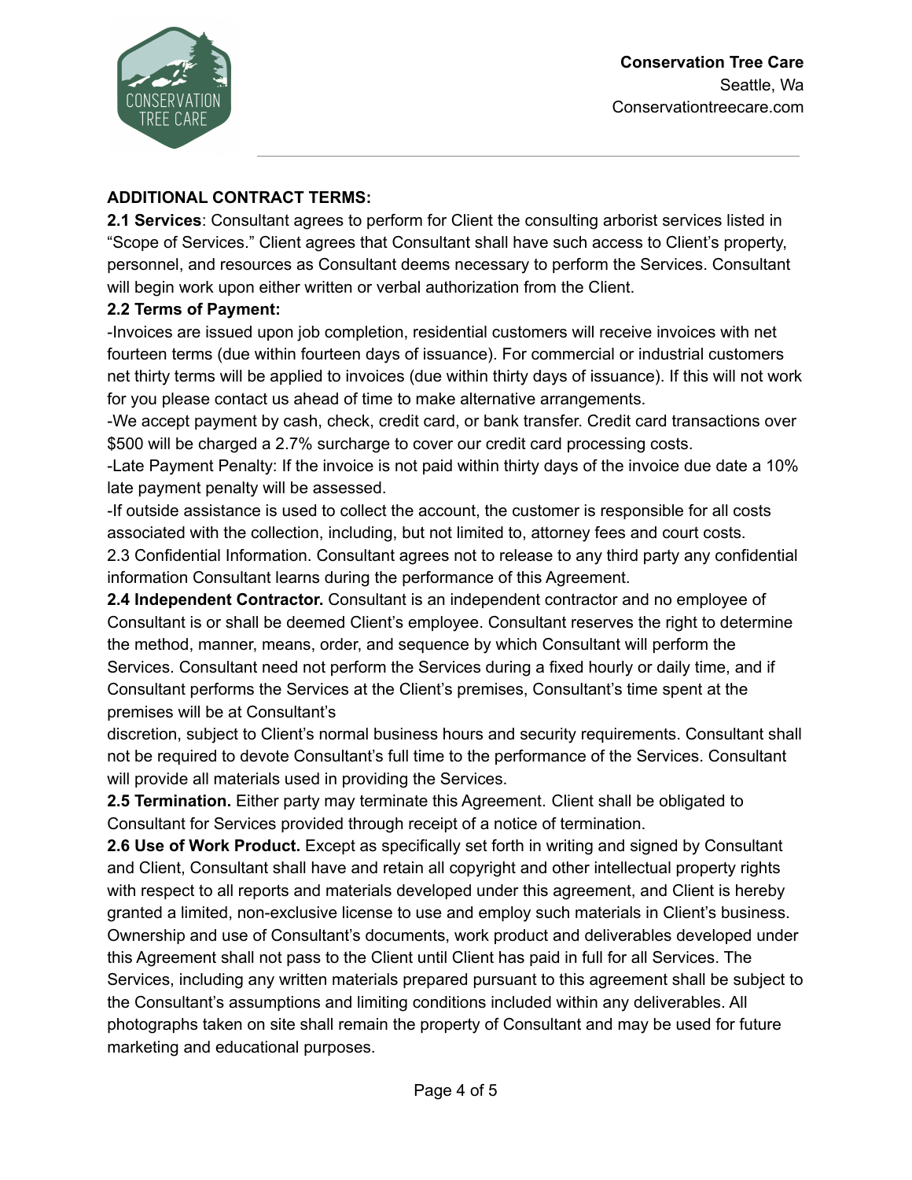**Conservation Tree Care**
Seattle, Wa
Conservationtreecare.com

**ADDITIONAL CONTRACT TERMS:**

**2.1 Services**: Consultant agrees to perform for Client the consulting arborist services listed in "Scope of Services." Client agrees that Consultant shall have such access to Client's property, personnel, and resources as Consultant deems necessary to perform the Services. Consultant will begin work upon either written or verbal authorization from the Client.

**2.2 Terms of Payment:**

-Invoices are issued upon job completion, residential customers will receive invoices with net fourteen terms (due within fourteen days of issuance). For commercial or industrial customers net thirty terms will be applied to invoices (due within thirty days of issuance). If this will not work for you please contact us ahead of time to make alternative arrangements.

-We accept payment by cash, check, credit card, or bank transfer. Credit card transactions over $500 will be charged a 2.7% surcharge to cover our credit card processing costs.

-Late Payment Penalty: If the invoice is not paid within thirty days of the invoice due date a 10% late payment penalty will be assessed.

-If outside assistance is used to collect the account, the customer is responsible for all costs associated with the collection, including, but not limited to, attorney fees and court costs.

2.3 Confidential Information. Consultant agrees not to release to any third party any confidential information Consultant learns during the performance of this Agreement.

**2.4 Independent Contractor.** Consultant is an independent contractor and no employee of Consultant is or shall be deemed Client's employee. Consultant reserves the right to determine the method, manner, means, order, and sequence by which Consultant will perform the Services. Consultant need not perform the Services during a fixed hourly or daily time, and if Consultant performs the Services at the Client's premises, Consultant's time spent at the premises will be at Consultant's discretion, subject to Client's normal business hours and security requirements. Consultant shall not be required to devote Consultant's full time to the performance of the Services. Consultant will provide all materials used in providing the Services.

**2.5 Termination.** Either party may terminate this Agreement. Client shall be obligated to Consultant for Services provided through receipt of a notice of termination.

**2.6 Use of Work Product.** Except as specifically set forth in writing and signed by Consultant and Client, Consultant shall have and retain all copyright and other intellectual property rights with respect to all reports and materials developed under this agreement, and Client is hereby granted a limited, non-exclusive license to use and employ such materials in Client's business. Ownership and use of Consultant's documents, work product and deliverables developed under this Agreement shall not pass to the Client until Client has paid in full for all Services. The Services, including any written materials prepared pursuant to this agreement shall be subject to the Consultant's assumptions and limiting conditions included within any deliverables. All photographs taken on site shall remain the property of Consultant and may be used for future marketing and educational purposes.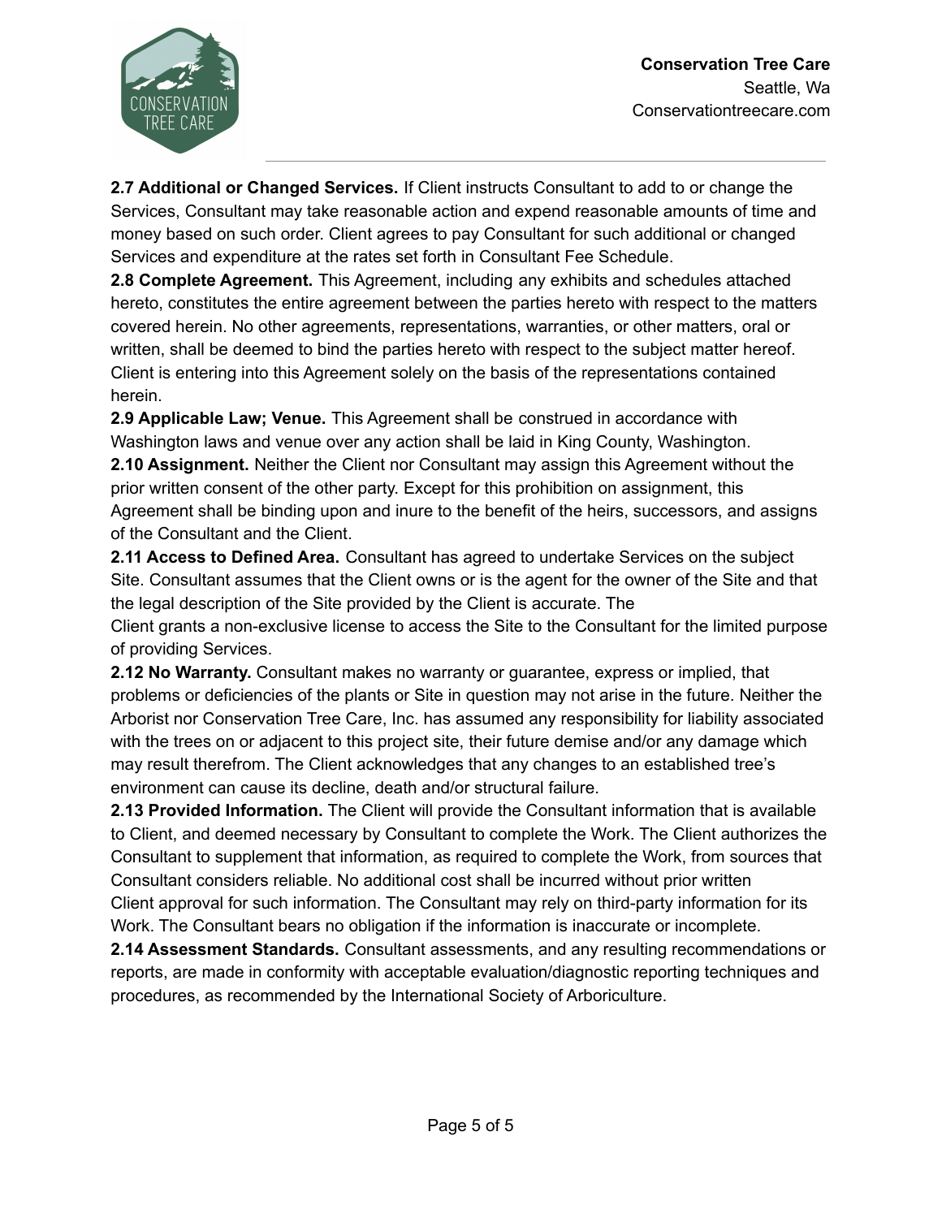**2.7 Additional or Changed Services.** If Client instructs Consultant to add to or change the Services, Consultant may take reasonable action and expend reasonable amounts of time and money based on such order. Client agrees to pay Consultant for such additional or changed Services and expenditure at the rates set forth in Consultant Fee Schedule.

**2.8 Complete Agreement.** This Agreement, including any exhibits and schedules attached hereto, constitutes the entire agreement between the parties hereto with respect to the matters covered herein. No other agreements, representations, warranties, or other matters, oral or written, shall be deemed to bind the parties hereto with respect to the subject matter hereof. Client is entering into this Agreement solely on the basis of the representations contained herein.

**2.9 Applicable Law; Venue.** This Agreement shall be construed in accordance with Washington laws and venue over any action shall be laid in King County, Washington.

**2.10 Assignment.** Neither the Client nor Consultant may assign this Agreement without the prior written consent of the other party. Except for this prohibition on assignment, this Agreement shall be binding upon and inure to the benefit of the heirs, successors, and assigns of the Consultant and the Client.

**2.11 Access to Defined Area.** Consultant has agreed to undertake Services on the subject Site. Consultant assumes that the Client owns or is the agent for the owner of the Site and that the legal description of the Site provided by the Client is accurate. The Client grants a non-exclusive license to access the Site to the Consultant for the limited purpose of providing Services.

**2.12 No Warranty.** Consultant makes no warranty or guarantee, express or implied, that problems or deficiencies of the plants or Site in question may not arise in the future. Neither the Arborist nor Conservation Tree Care, Inc. has assumed any responsibility for liability associated with the trees on or adjacent to this project site, their future demise and/or any damage which may result therefrom. The Client acknowledges that any changes to an established tree's environment can cause its decline, death and/or structural failure.

**2.13 Provided Information.** The Client will provide the Consultant information that is available to Client, and deemed necessary by Consultant to complete the Work. The Client authorizes the Consultant to supplement that information, as required to complete the Work, from sources that Consultant considers reliable. No additional cost shall be incurred without prior written Client approval for such information. The Consultant may rely on third-party information for its Work. The Consultant bears no obligation if the information is inaccurate or incomplete.

**2.14 Assessment Standards.** Consultant assessments, and any resulting recommendations or reports, are made in conformity with acceptable evaluation/diagnostic reporting techniques and procedures, as recommended by the International Society of Arboriculture.